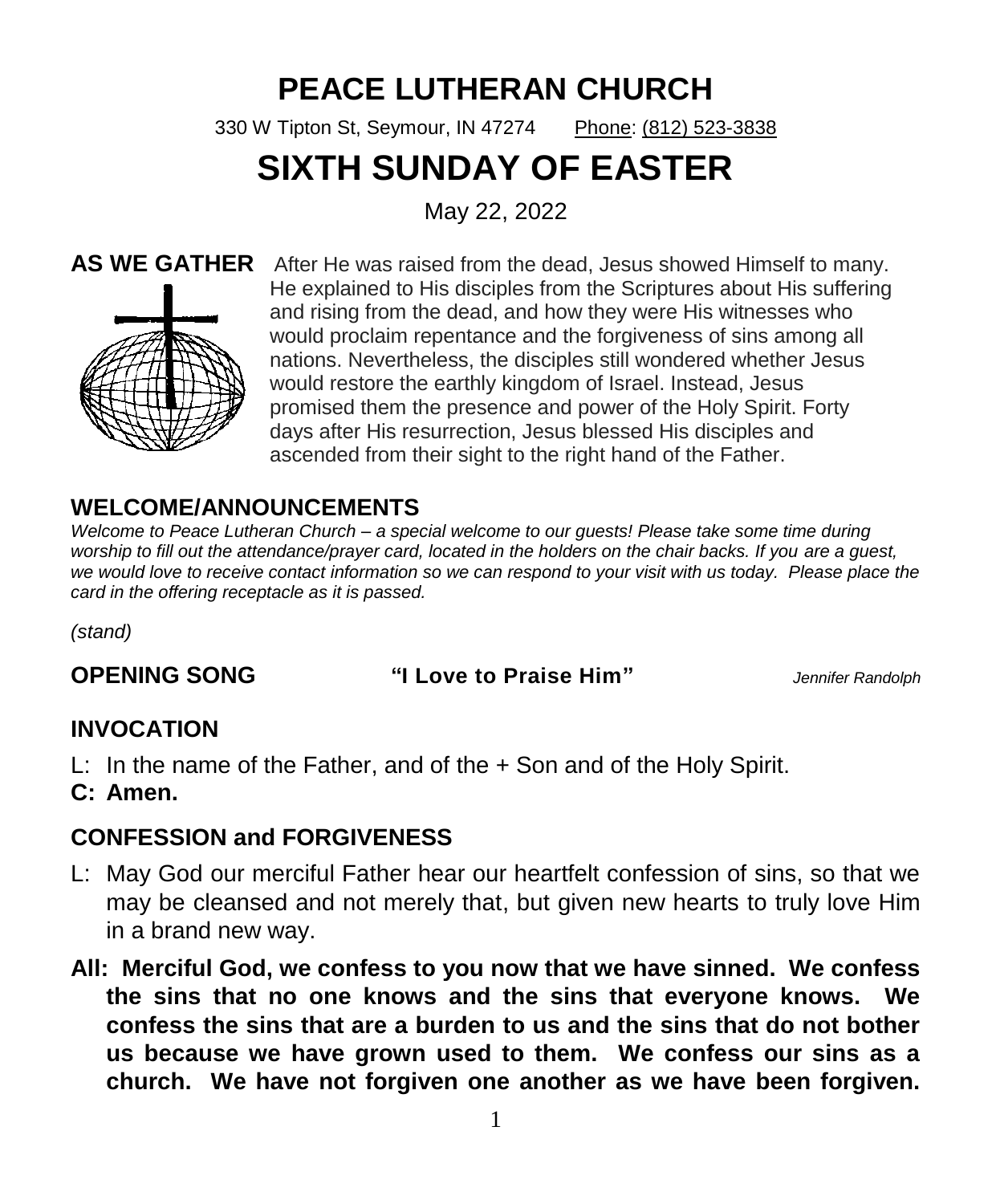# PEACE LUTHERAN CHURCH

330 W Tipton St, Seymour, IN 47274 Phone: (812) 523-3838

# SIXTH SUNDAY OF EASTER

May 22, 2022

**AS WE GATHER** After He was raised from the dead, Jesus showed Himself to many. He explained to His disciples from the Scriptures about His suffering and rising from the dead, and how they were His witnesses who would proclaim repentance and the forgiveness of sins among all nations. Nevertheless, the disciples still wondered whether Jesus would restore the earthly kingdom of Israel. Instead, Jesus promised them the presence and power of the Holy Spirit. Forty days after His resurrection, Jesus blessed His disciples and ascended from their sight to the right hand of the Father.

## WELCOME/ANNOUNCEMENTS

*Welcome to Peace Lutheran Church – a special welcome to our guests! Please take some time during worship to fill out the attendance/prayer card, located in the holders on the chair backs. If you are a guest, we would love to receive contact information so we can respond to your visit with us today. Please place the card in the offering receptacle as it is passed.*

*(stand)*

**OPENING SONG** **"I Love to Praise Him"** *Jennifer Randolph*

## INVOCATION

L: In the name of the Father, and of the + Son and of the Holy Spirit.

**C: Amen.**

## CONFESSION and FORGIVENESS

L: May God our merciful Father hear our heartfelt confession of sins, so that we may be cleansed and not merely that, but given new hearts to truly love Him in a brand new way.

**All: Merciful God, we confess to you now that we have sinned. We confess the sins that no one knows and the sins that everyone knows. We confess the sins that are a burden to us and the sins that do not bother us because we have grown used to them. We confess our sins as a church. We have not forgiven one another as we have been forgiven.**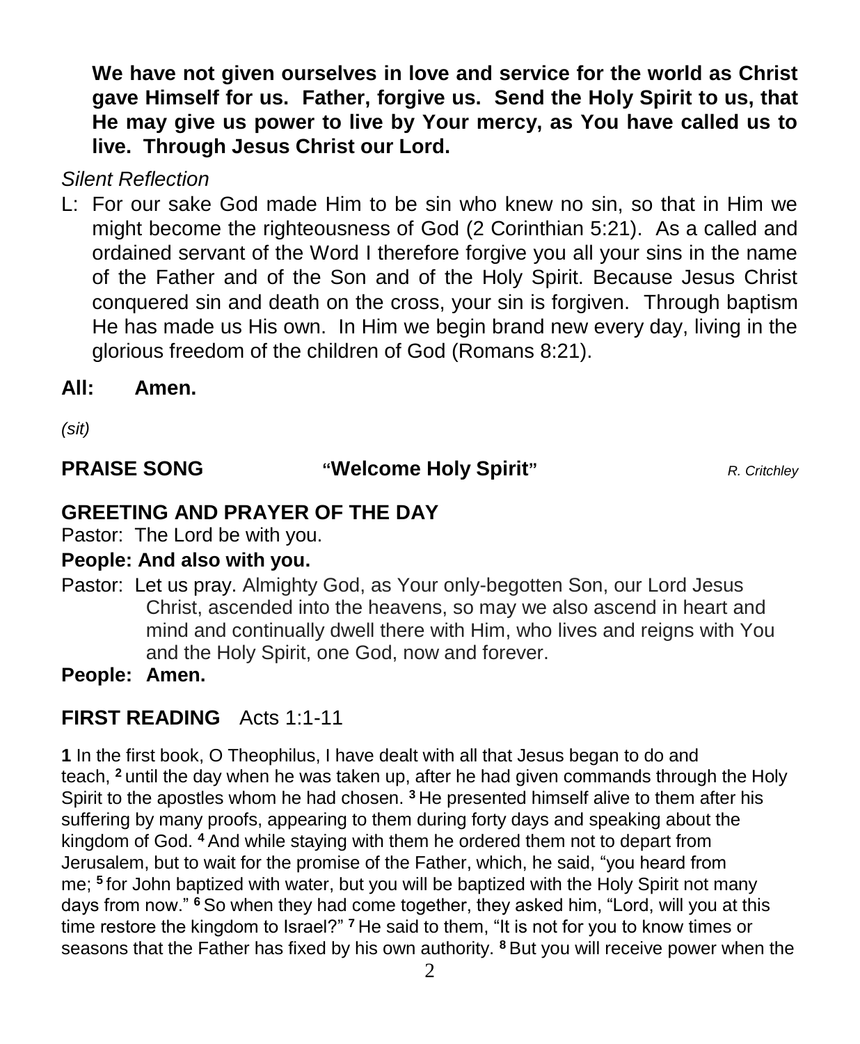**We have not given ourselves in love and service for the world as Christ gave Himself for us. Father, forgive us. Send the Holy Spirit to us, that He may give us power to live by Your mercy, as You have called us to live. Through Jesus Christ our Lord.**

*Silent Reflection*

L: For our sake God made Him to be sin who knew no sin, so that in Him we might become the righteousness of God (2 Corinthian 5:21). As a called and ordained servant of the Word I therefore forgive you all your sins in the name of the Father and of the Son and of the Holy Spirit. Because Jesus Christ conquered sin and death on the cross, your sin is forgiven. Through baptism He has made us His own. In Him we begin brand new every day, living in the glorious freedom of the children of God (Romans 8:21).

**All: Amen.**

*(sit)*

**PRAISE SONG** **"Welcome Holy Spirit"** *R. Critchley*

## GREETING AND PRAYER OF THE DAY

Pastor: The Lord be with you.

**People: And also with you.**

Pastor: Let us pray. Almighty God, as Your only-begotten Son, our Lord Jesus Christ, ascended into the heavens, so may we also ascend in heart and mind and continually dwell there with Him, who lives and reigns with You and the Holy Spirit, one God, now and forever.

**People: Amen.**

## FIRST READING Acts 1:1-11

**1** In the first book, O Theophilus, I have dealt with all that Jesus began to do and teach, **2** until the day when he was taken up, after he had given commands through the Holy Spirit to the apostles whom he had chosen. **3** He presented himself alive to them after his suffering by many proofs, appearing to them during forty days and speaking about the kingdom of God. **4** And while staying with them he ordered them not to depart from Jerusalem, but to wait for the promise of the Father, which, he said, "you heard from me; **5** for John baptized with water, but you will be baptized with the Holy Spirit not many days from now." **6** So when they had come together, they asked him, "Lord, will you at this time restore the kingdom to Israel?" **7** He said to them, "It is not for you to know times or seasons that the Father has fixed by his own authority. **8** But you will receive power when the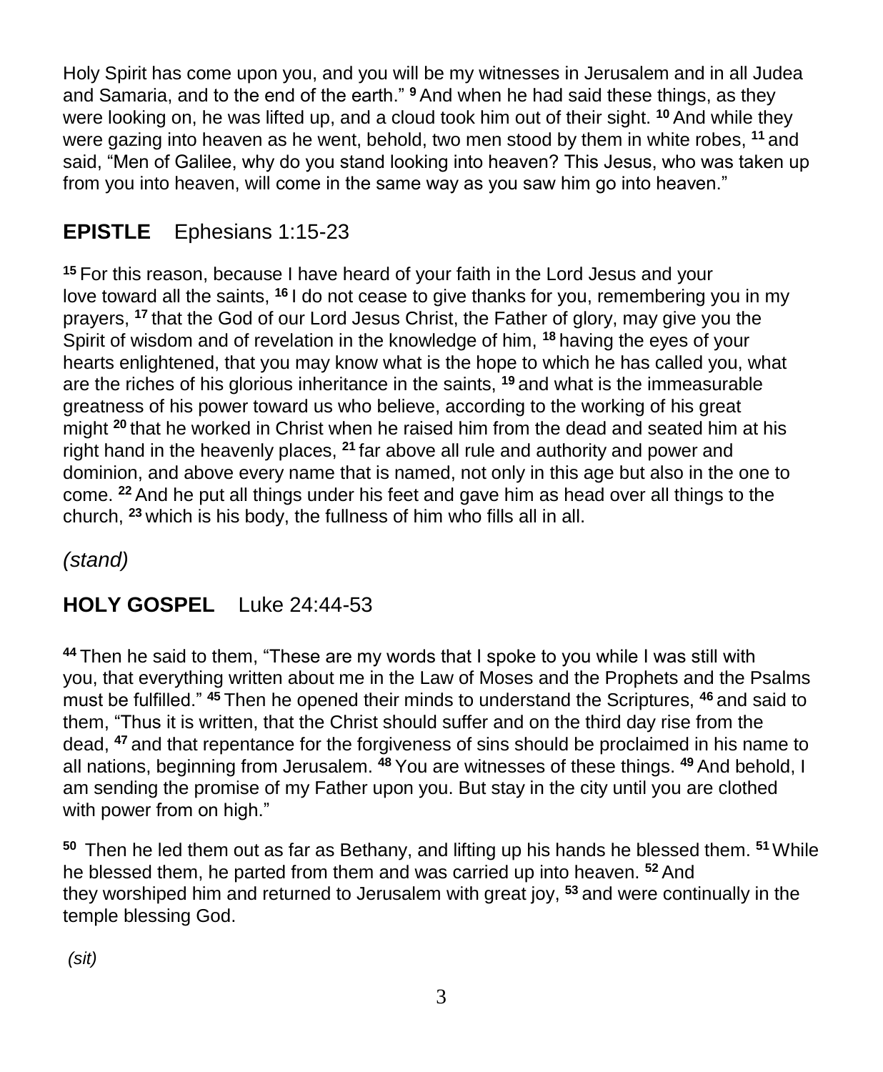Holy Spirit has come upon you, and you will be my witnesses in Jerusalem and in all Judea and Samaria, and to the end of the earth." [9] And when he had said these things, as they were looking on, he was lifted up, and a cloud took him out of their sight. [10] And while they were gazing into heaven as he went, behold, two men stood by them in white robes, [11] and said, "Men of Galilee, why do you stand looking into heaven? This Jesus, who was taken up from you into heaven, will come in the same way as you saw him go into heaven."

## **EPISTLE** Ephesians 1:15-23

[15] For this reason, because I have heard of your faith in the Lord Jesus and your love toward all the saints, [16] I do not cease to give thanks for you, remembering you in my prayers, [17] that the God of our Lord Jesus Christ, the Father of glory, may give you the Spirit of wisdom and of revelation in the knowledge of him, [18] having the eyes of your hearts enlightened, that you may know what is the hope to which he has called you, what are the riches of his glorious inheritance in the saints, [19] and what is the immeasurable greatness of his power toward us who believe, according to the working of his great might [20] that he worked in Christ when he raised him from the dead and seated him at his right hand in the heavenly places, [21] far above all rule and authority and power and dominion, and above every name that is named, not only in this age but also in the one to come. [22] And he put all things under his feet and gave him as head over all things to the church, [23] which is his body, the fullness of him who fills all in all.

*(stand)*

## **HOLY GOSPEL** Luke 24:44-53

[44] Then he said to them, "These are my words that I spoke to you while I was still with you, that everything written about me in the Law of Moses and the Prophets and the Psalms must be fulfilled." [45] Then he opened their minds to understand the Scriptures, [46] and said to them, "Thus it is written, that the Christ should suffer and on the third day rise from the dead, [47] and that repentance for the forgiveness of sins should be proclaimed in his name to all nations, beginning from Jerusalem. [48] You are witnesses of these things. [49] And behold, I am sending the promise of my Father upon you. But stay in the city until you are clothed with power from on high."

[50] Then he led them out as far as Bethany, and lifting up his hands he blessed them. [51] While he blessed them, he parted from them and was carried up into heaven. [52] And they worshiped him and returned to Jerusalem with great joy, [53] and were continually in the temple blessing God.

*(sit)*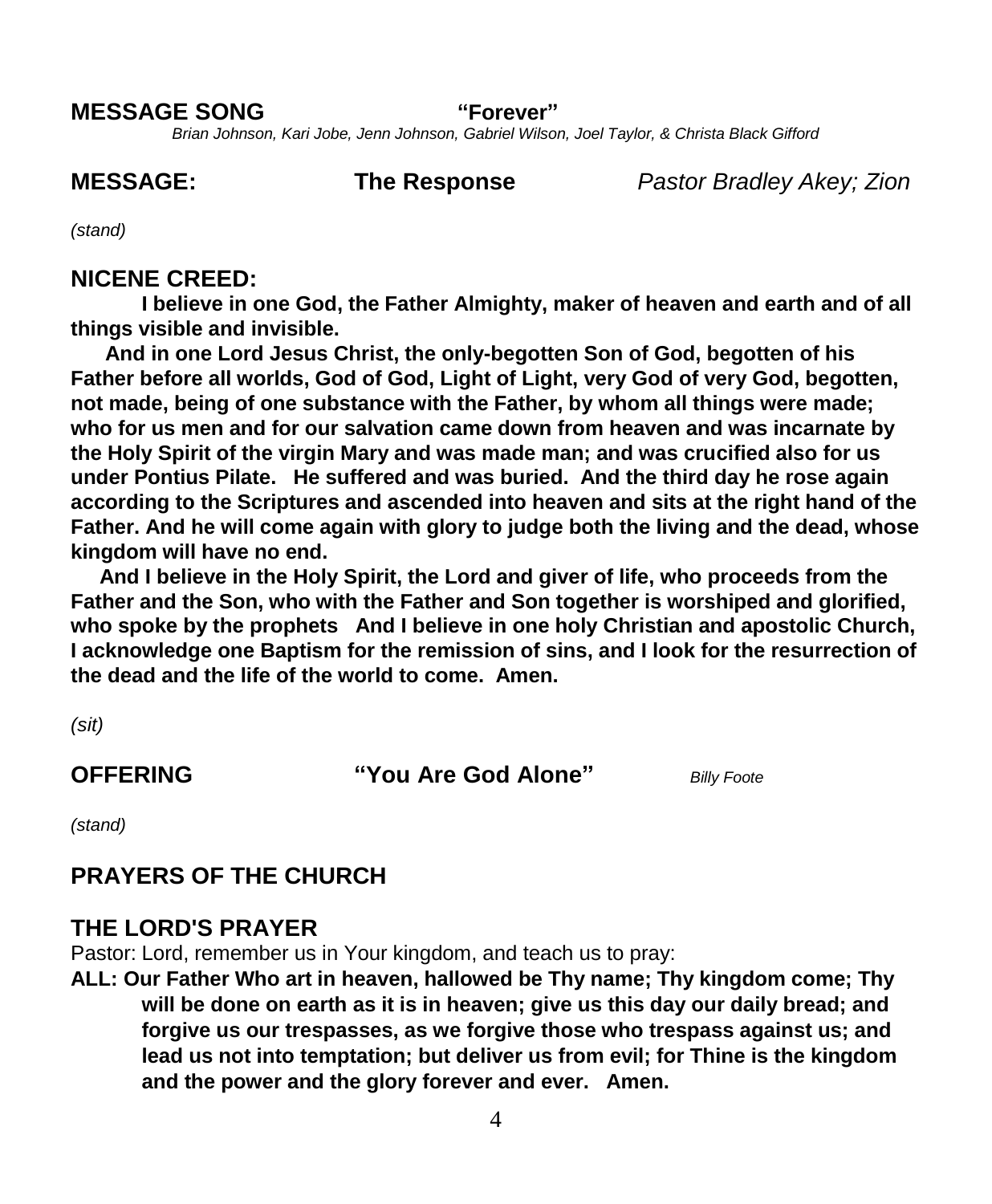**MESSAGE SONG** **"Forever"**

*Brian Johnson, Kari Jobe, Jenn Johnson, Gabriel Wilson, Joel Taylor, & Christa Black Gifford*

**MESSAGE:** **The Response** *Pastor Bradley Akey; Zion*

*(stand)*

## NICENE CREED:

**I believe in one God, the Father Almighty, maker of heaven and earth and of all things visible and invisible.**

**And in one Lord Jesus Christ, the only-begotten Son of God, begotten of his Father before all worlds, God of God, Light of Light, very God of very God, begotten, not made, being of one substance with the Father, by whom all things were made; who for us men and for our salvation came down from heaven and was incarnate by the Holy Spirit of the virgin Mary and was made man; and was crucified also for us under Pontius Pilate. He suffered and was buried. And the third day he rose again according to the Scriptures and ascended into heaven and sits at the right hand of the Father. And he will come again with glory to judge both the living and the dead, whose kingdom will have no end.**

**And I believe in the Holy Spirit, the Lord and giver of life, who proceeds from the Father and the Son, who with the Father and Son together is worshiped and glorified, who spoke by the prophets And I believe in one holy Christian and apostolic Church, I acknowledge one Baptism for the remission of sins, and I look for the resurrection of the dead and the life of the world to come. Amen.**

*(sit)*

**OFFERING** **"You Are God Alone"** *Billy Foote*

*(stand)*

## PRAYERS OF THE CHURCH

## THE LORD'S PRAYER

Pastor: Lord, remember us in Your kingdom, and teach us to pray:

**ALL: Our Father Who art in heaven, hallowed be Thy name; Thy kingdom come; Thy will be done on earth as it is in heaven; give us this day our daily bread; and forgive us our trespasses, as we forgive those who trespass against us; and lead us not into temptation; but deliver us from evil; for Thine is the kingdom and the power and the glory forever and ever. Amen.**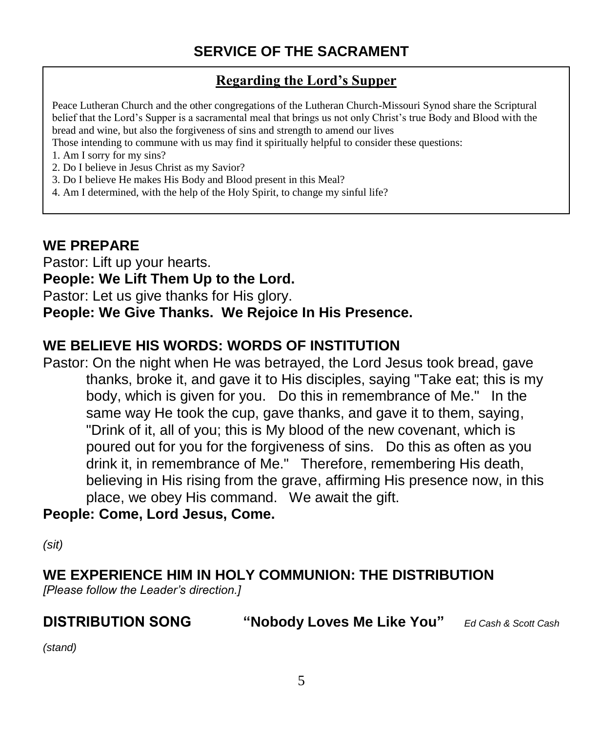# SERVICE OF THE SACRAMENT

## Regarding the Lord's Supper

Peace Lutheran Church and the other congregations of the Lutheran Church-Missouri Synod share the Scriptural belief that the Lord's Supper is a sacramental meal that brings us not only Christ's true Body and Blood with the bread and wine, but also the forgiveness of sins and strength to amend our lives

Those intending to commune with us may find it spiritually helpful to consider these questions:

1. Am I sorry for my sins?
2. Do I believe in Jesus Christ as my Savior?
3. Do I believe He makes His Body and Blood present in this Meal?
4. Am I determined, with the help of the Holy Spirit, to change my sinful life?

## WE PREPARE

Pastor: Lift up your hearts.

**People: We Lift Them Up to the Lord.**

Pastor: Let us give thanks for His glory.

**People: We Give Thanks. We Rejoice In His Presence.**

## WE BELIEVE HIS WORDS: WORDS OF INSTITUTION

Pastor: On the night when He was betrayed, the Lord Jesus took bread, gave thanks, broke it, and gave it to His disciples, saying "Take eat; this is my body, which is given for you. Do this in remembrance of Me." In the same way He took the cup, gave thanks, and gave it to them, saying, "Drink of it, all of you; this is My blood of the new covenant, which is poured out for you for the forgiveness of sins. Do this as often as you drink it, in remembrance of Me." Therefore, remembering His death, believing in His rising from the grave, affirming His presence now, in this place, we obey His command. We await the gift.

**People: Come, Lord Jesus, Come.**

*(sit)*

## WE EXPERIENCE HIM IN HOLY COMMUNION: THE DISTRIBUTION

*[Please follow the Leader's direction.]*

## DISTRIBUTION SONG "Nobody Loves Me Like You" *Ed Cash & Scott Cash*

*(stand)*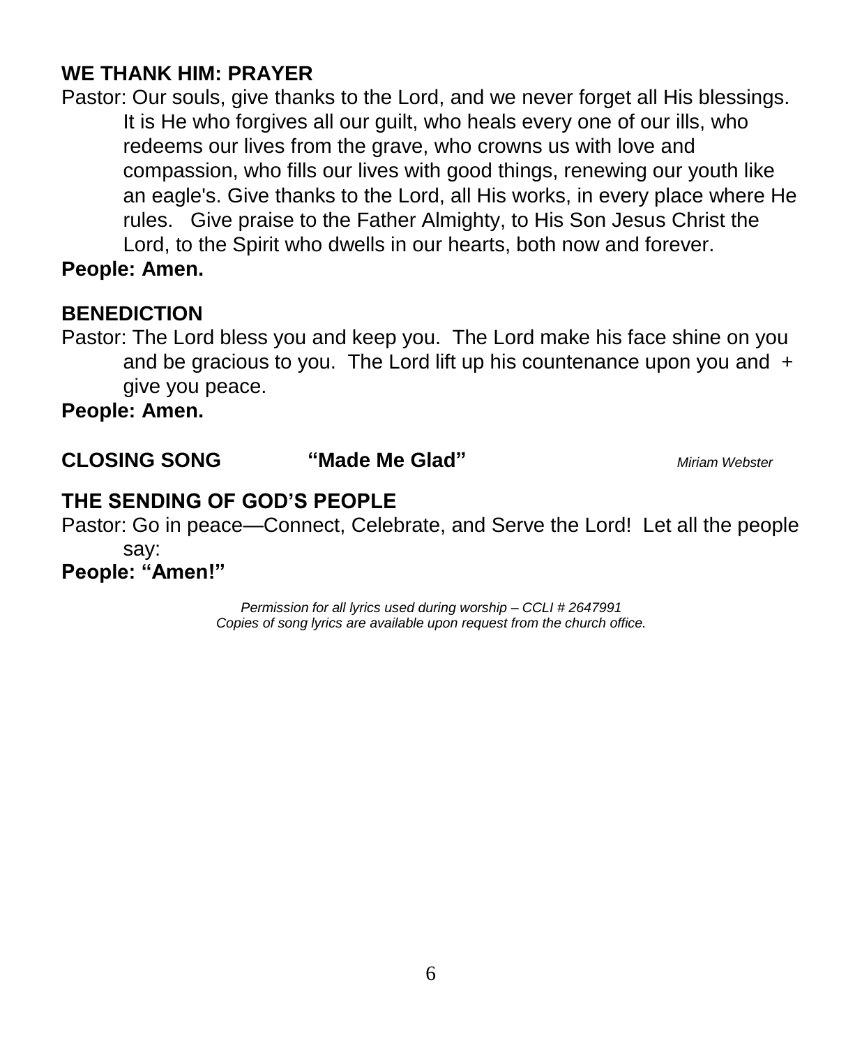**WE THANK HIM: PRAYER**

Pastor: Our souls, give thanks to the Lord, and we never forget all His blessings. It is He who forgives all our guilt, who heals every one of our ills, who redeems our lives from the grave, who crowns us with love and compassion, who fills our lives with good things, renewing our youth like an eagle's. Give thanks to the Lord, all His works, in every place where He rules. Give praise to the Father Almighty, to His Son Jesus Christ the Lord, to the Spirit who dwells in our hearts, both now and forever.

**People: Amen.**

**BENEDICTION**

Pastor: The Lord bless you and keep you. The Lord make his face shine on you and be gracious to you. The Lord lift up his countenance upon you and + give you peace.

**People: Amen.**

**CLOSING SONG** **"Made Me Glad"** *Miriam Webster*

**THE SENDING OF GOD'S PEOPLE**

Pastor: Go in peace—Connect, Celebrate, and Serve the Lord! Let all the people say:

**People: "Amen!"**

*Permission for all lyrics used during worship – CCLI # 2647991*
*Copies of song lyrics are available upon request from the church office.*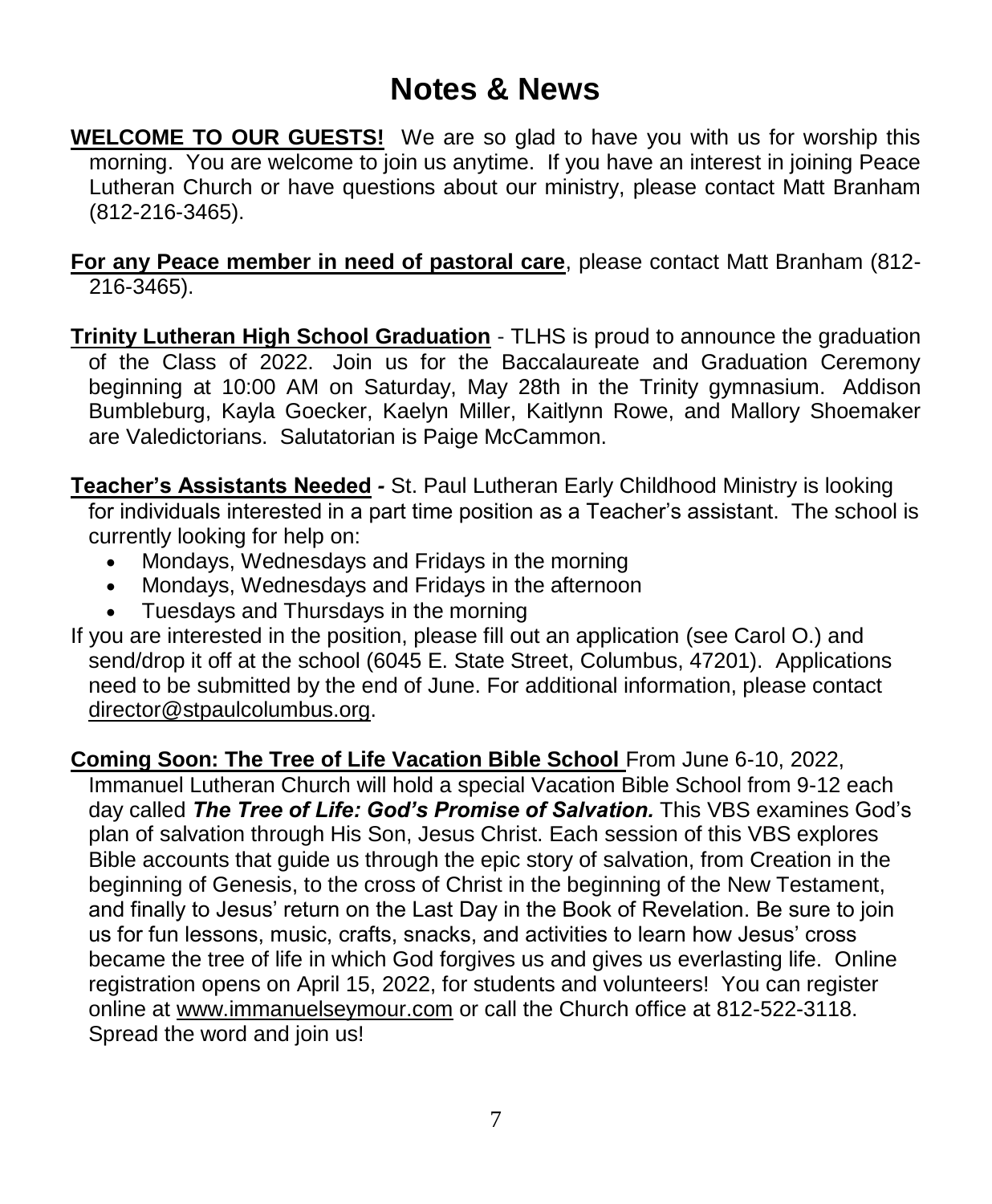# Notes & News

**WELCOME TO OUR GUESTS!** We are so glad to have you with us for worship this morning. You are welcome to join us anytime. If you have an interest in joining Peace Lutheran Church or have questions about our ministry, please contact Matt Branham (812-216-3465).

**For any Peace member in need of pastoral care**, please contact Matt Branham (812-216-3465).

**Trinity Lutheran High School Graduation** - TLHS is proud to announce the graduation of the Class of 2022. Join us for the Baccalaureate and Graduation Ceremony beginning at 10:00 AM on Saturday, May 28th in the Trinity gymnasium. Addison Bumbleburg, Kayla Goecker, Kaelyn Miller, Kaitlynn Rowe, and Mallory Shoemaker are Valedictorians. Salutatorian is Paige McCammon.

**Teacher's Assistants Needed -** St. Paul Lutheran Early Childhood Ministry is looking for individuals interested in a part time position as a Teacher's assistant. The school is currently looking for help on:

- Mondays, Wednesdays and Fridays in the morning
- Mondays, Wednesdays and Fridays in the afternoon
- Tuesdays and Thursdays in the morning

If you are interested in the position, please fill out an application (see Carol O.) and send/drop it off at the school (6045 E. State Street, Columbus, 47201). Applications need to be submitted by the end of June. For additional information, please contact director@stpaulcolumbus.org.

**Coming Soon: The Tree of Life Vacation Bible School** From June 6-10, 2022, Immanuel Lutheran Church will hold a special Vacation Bible School from 9-12 each day called ***The Tree of Life: God's Promise of Salvation.*** This VBS examines God's plan of salvation through His Son, Jesus Christ. Each session of this VBS explores Bible accounts that guide us through the epic story of salvation, from Creation in the beginning of Genesis, to the cross of Christ in the beginning of the New Testament, and finally to Jesus' return on the Last Day in the Book of Revelation. Be sure to join us for fun lessons, music, crafts, snacks, and activities to learn how Jesus' cross became the tree of life in which God forgives us and gives us everlasting life. Online registration opens on April 15, 2022, for students and volunteers! You can register online at www.immanuelseymour.com or call the Church office at 812-522-3118. Spread the word and join us!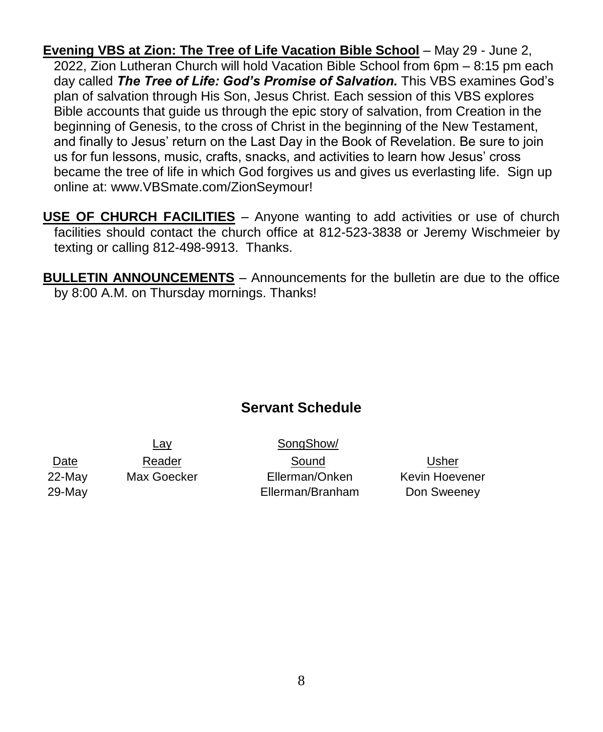**Evening VBS at Zion: The Tree of Life Vacation Bible School** – May 29 - June 2, 2022, Zion Lutheran Church will hold Vacation Bible School from 6pm – 8:15 pm each day called ***The Tree of Life: God's Promise of Salvation.*** This VBS examines God's plan of salvation through His Son, Jesus Christ. Each session of this VBS explores Bible accounts that guide us through the epic story of salvation, from Creation in the beginning of Genesis, to the cross of Christ in the beginning of the New Testament, and finally to Jesus' return on the Last Day in the Book of Revelation. Be sure to join us for fun lessons, music, crafts, snacks, and activities to learn how Jesus' cross became the tree of life in which God forgives us and gives us everlasting life. Sign up online at: www.VBSmate.com/ZionSeymour!

**USE OF CHURCH FACILITIES** – Anyone wanting to add activities or use of church facilities should contact the church office at 812-523-3838 or Jeremy Wischmeier by texting or calling 812-498-9913. Thanks.

**BULLETIN ANNOUNCEMENTS** – Announcements for the bulletin are due to the office by 8:00 A.M. on Thursday mornings. Thanks!

## Servant Schedule

| Date | Lay Reader | SongShow/ Sound | Usher |
|---|---|---|---|
| 22-May | Max Goecker | Ellerman/Onken | Kevin Hoevener |
| 29-May | | Ellerman/Branham | Don Sweeney |